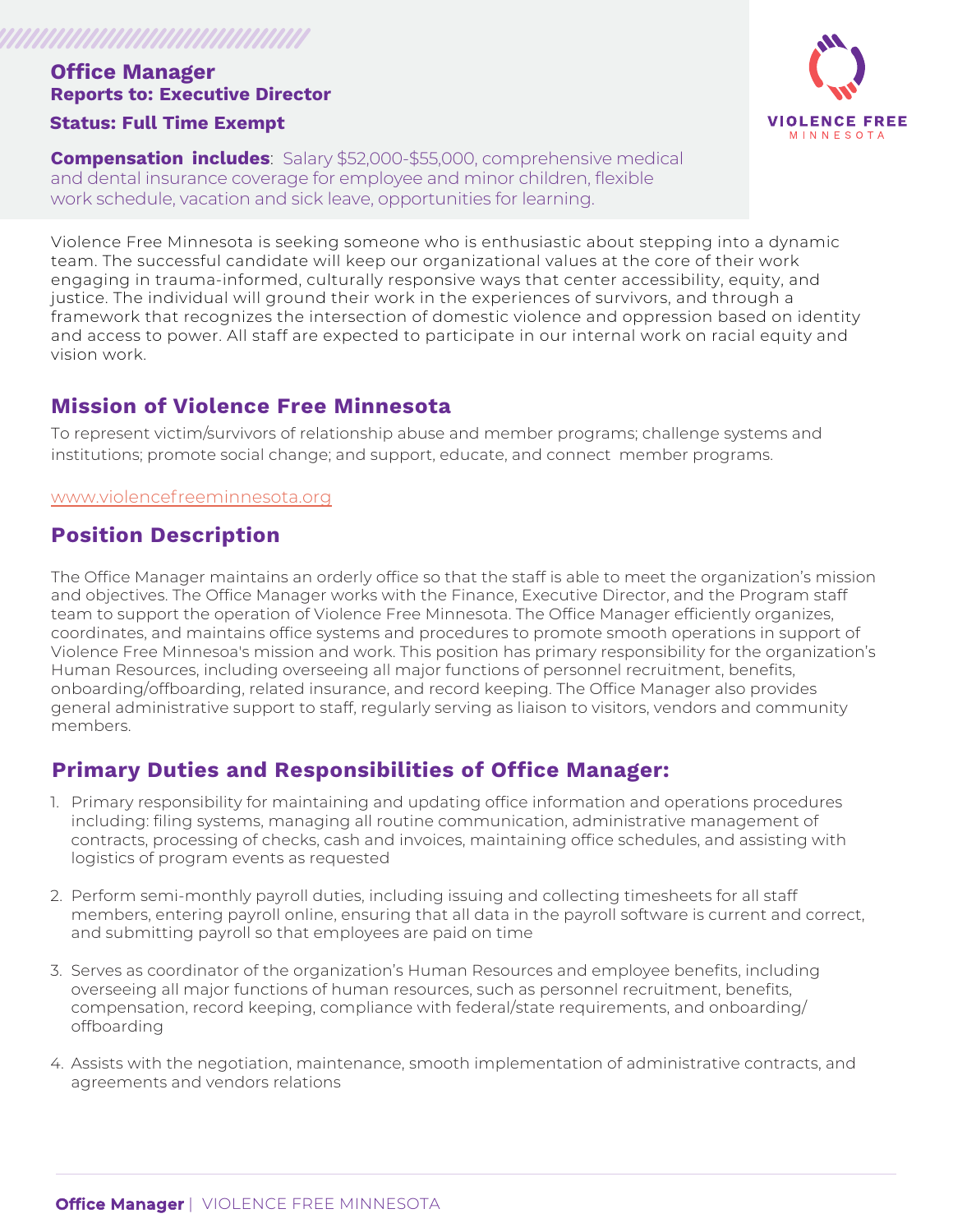# Office Manager

**Reports to: Executive Director**

**Status: Full Time Exempt**

**Compensation includes**: Salary $52,000-$55,000, comprehensive medical and dental insurance coverage for employee and minor children, flexible work schedule, vacation and sick leave, opportunities for learning.

VIOLENCE FREE MINNESOTA

Violence Free Minnesota is seeking someone who is enthusiastic about stepping into a dynamic team. The successful candidate will keep our organizational values at the core of their work engaging in trauma-informed, culturally responsive ways that center accessibility, equity, and justice. The individual will ground their work in the experiences of survivors, and through a framework that recognizes the intersection of domestic violence and oppression based on identity and access to power. All staff are expected to participate in our internal work on racial equity and vision work.

## Mission of Violence Free Minnesota

To represent victim/survivors of relationship abuse and member programs; challenge systems and institutions; promote social change; and support, educate, and connect member programs.

www.violencefreeminnesota.org

## Position Description

The Office Manager maintains an orderly office so that the staff is able to meet the organization's mission and objectives. The Office Manager works with the Finance, Executive Director, and the Program staff team to support the operation of Violence Free Minnesota. The Office Manager efficiently organizes, coordinates, and maintains office systems and procedures to promote smooth operations in support of Violence Free Minnesoa's mission and work. This position has primary responsibility for the organization's Human Resources, including overseeing all major functions of personnel recruitment, benefits, onboarding/offboarding, related insurance, and record keeping. The Office Manager also provides general administrative support to staff, regularly serving as liaison to visitors, vendors and community members.

## Primary Duties and Responsibilities of Office Manager:

1. Primary responsibility for maintaining and updating office information and operations procedures including: filing systems, managing all routine communication, administrative management of contracts, processing of checks, cash and invoices, maintaining office schedules, and assisting with logistics of program events as requested

2. Perform semi-monthly payroll duties, including issuing and collecting timesheets for all staff members, entering payroll online, ensuring that all data in the payroll software is current and correct, and submitting payroll so that employees are paid on time

3. Serves as coordinator of the organization's Human Resources and employee benefits, including overseeing all major functions of human resources, such as personnel recruitment, benefits, compensation, record keeping, compliance with federal/state requirements, and onboarding/offboarding

4. Assists with the negotiation, maintenance, smooth implementation of administrative contracts, and agreements and vendors relations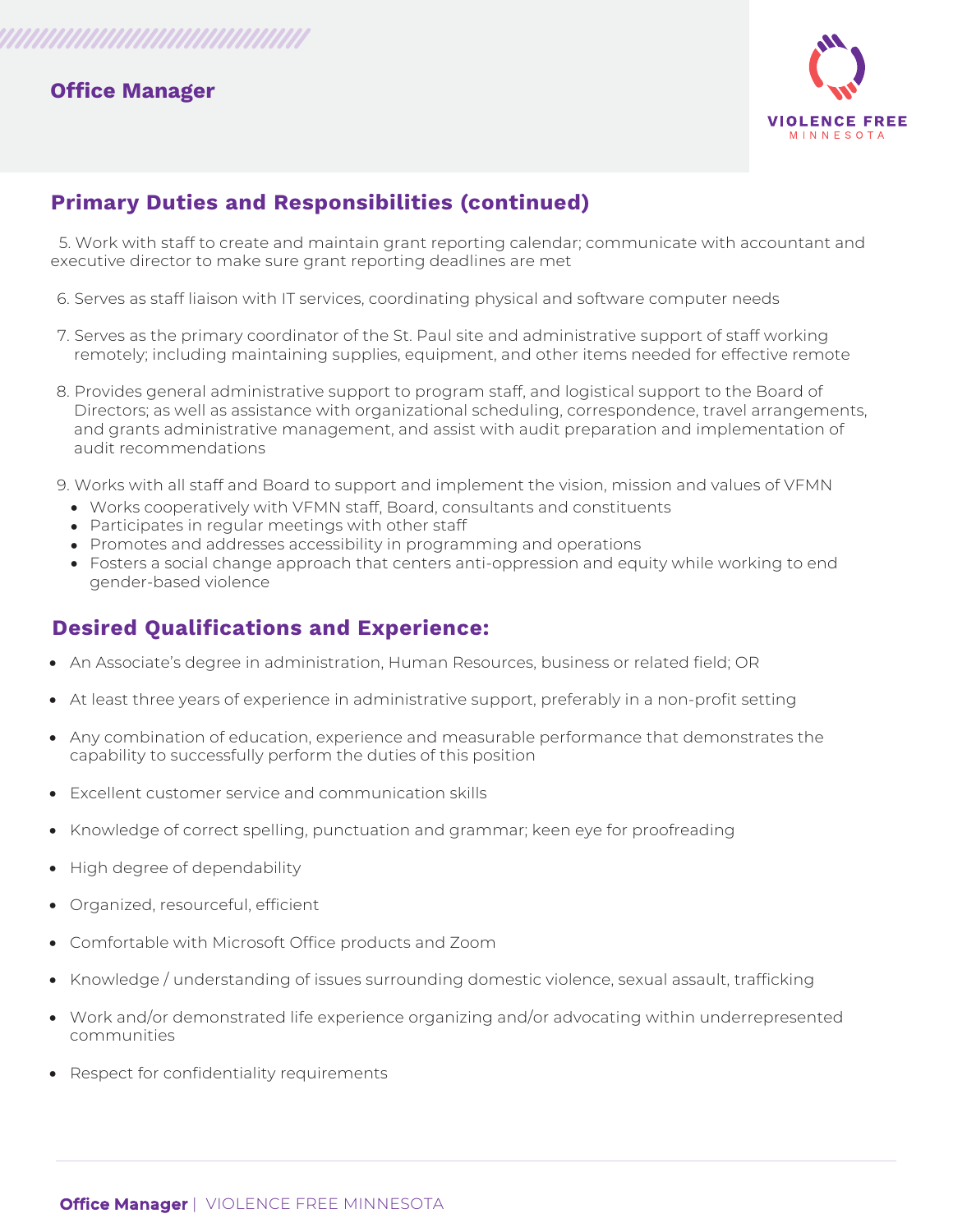## Office Manager

### Primary Duties and Responsibilities (continued)

5. Work with staff to create and maintain grant reporting calendar; communicate with accountant and executive director to make sure grant reporting deadlines are met
6. Serves as staff liaison with IT services, coordinating physical and software computer needs
7. Serves as the primary coordinator of the St. Paul site and administrative support of staff working remotely; including maintaining supplies, equipment, and other items needed for effective remote
8. Provides general administrative support to program staff, and logistical support to the Board of Directors; as well as assistance with organizational scheduling, correspondence, travel arrangements, and grants administrative management, and assist with audit preparation and implementation of audit recommendations
9. Works with all staff and Board to support and implement the vision, mission and values of VFMN
   - Works cooperatively with VFMN staff, Board, consultants and constituents
   - Participates in regular meetings with other staff
   - Promotes and addresses accessibility in programming and operations
   - Fosters a social change approach that centers anti-oppression and equity while working to end gender-based violence

### Desired Qualifications and Experience:

- An Associate's degree in administration, Human Resources, business or related field; OR
- At least three years of experience in administrative support, preferably in a non-profit setting
- Any combination of education, experience and measurable performance that demonstrates the capability to successfully perform the duties of this position
- Excellent customer service and communication skills
- Knowledge of correct spelling, punctuation and grammar; keen eye for proofreading
- High degree of dependability
- Organized, resourceful, efficient
- Comfortable with Microsoft Office products and Zoom
- Knowledge / understanding of issues surrounding domestic violence, sexual assault, trafficking
- Work and/or demonstrated life experience organizing and/or advocating within underrepresented communities
- Respect for confidentiality requirements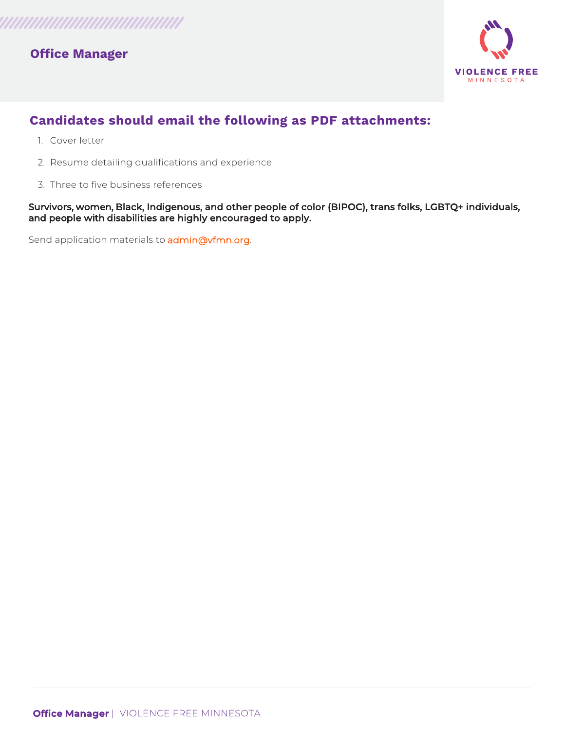## Candidates should email the following as PDF attachments:

1. Cover letter
2. Resume detailing qualifications and experience
3. Three to five business references

**Survivors, women, Black, Indigenous, and other people of color (BIPOC), trans folks, LGBTQ+ individuals, and people with disabilities are highly encouraged to apply.**

Send application materials to admin@vfmn.org.